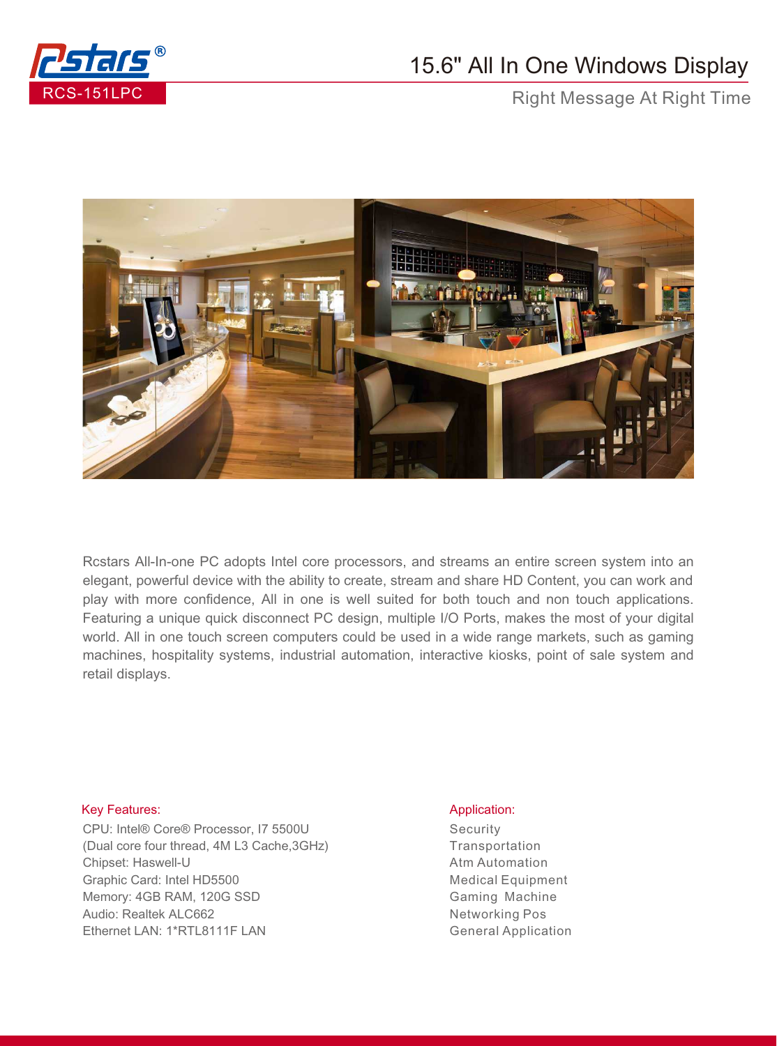RCS-151LPC

# 15.6" All In One Windows Display

Right Message At Right Time

Rcstars All-In-one PC adopts Intel core processors, and streams an entire screen system into an elegant, powerful device with the ability to create, stream and share HD Content, you can work and play with more confidence, All in one is well suited for both touch and non touch applications. Featuring a unique quick disconnect PC design, multiple I/O Ports, makes the most of your digital world. All in one touch screen computers could be used in a wide range markets, such as gaming machines, hospitality systems, industrial automation, interactive kiosks, point of sale system and retail displays.

## Key Features:

CPU: Intel® Core® Processor, I7 5500U
(Dual core four thread, 4M L3 Cache,3GHz)
Chipset: Haswell-U
Graphic Card: Intel HD5500
Memory: 4GB RAM, 120G SSD
Audio: Realtek ALC662
Ethernet LAN: 1*RTL8111F LAN

## Application:

Security
Transportation
Atm Automation
Medical Equipment
Gaming Machine
Networking Pos
General Application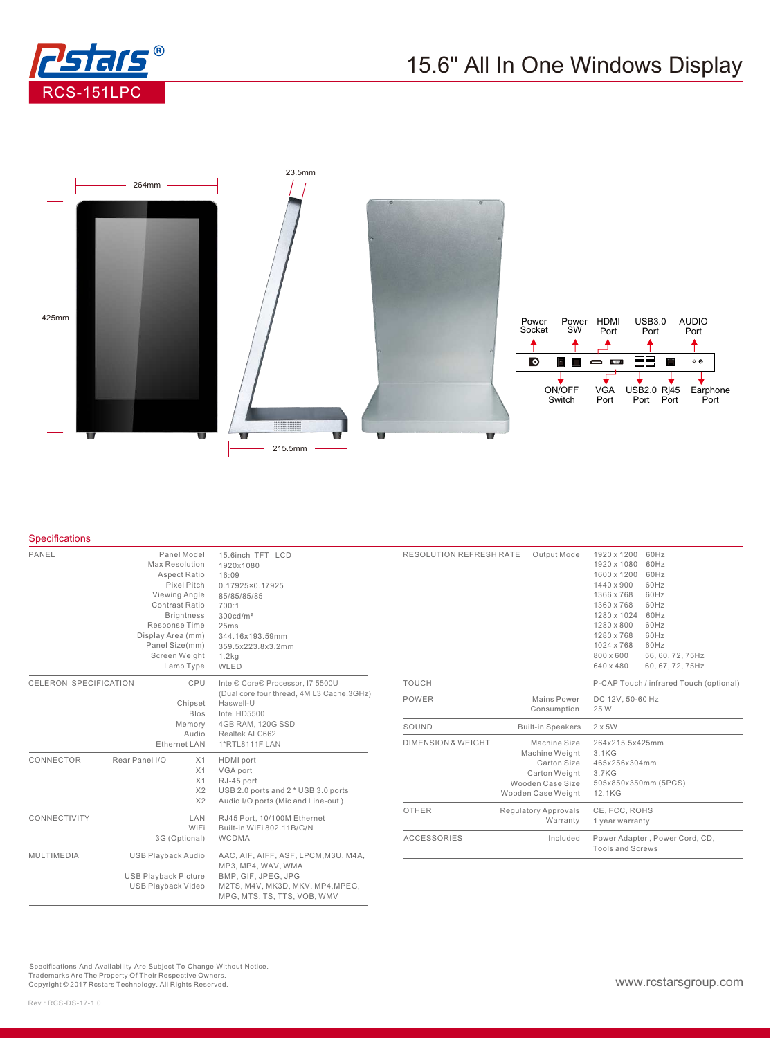# 15.6" All In One Windows Display

RCS-151LPC

264mm

23.5mm

425mm

215.5mm

Power Socket
Power SW
HDMI Port
USB3.0 Port
AUDIO Port
ON/OFF Switch
VGA Port
USB2.0 Port
Rj45 Port
Earphone Port

## Specifications

| | | | |
|---|---|---|---|
| PANEL | | Panel Model | 15.6inch TFT LCD |
| | | Max Resolution | 1920x1080 |
| | | Aspect Ratio | 16:09 |
| | | Pixel Pitch | 0.17925×0.17925 |
| | | Viewing Angle | 85/85/85/85 |
| | | Contrast Ratio | 700:1 |
| | | Brightness | 300cd/m² |
| | | Response Time | 25ms |
| | | Display Area (mm) | 344.16x193.59mm |
| | | Panel Size(mm) | 359.5x223.8x3.2mm |
| | | Screen Weight | 1.2kg |
| | | Lamp Type | WLED |
| CELERON SPECIFICATION | | CPU | Intel® Core® Processor, I7 5500U (Dual core four thread, 4M L3 Cache,3GHz) |
| | | Chipset | Haswell-U |
| | | BIos | Intel HD5500 |
| | | Memory | 4GB RAM, 120G SSD |
| | | Audio | Realtek ALC662 |
| | | Ethernet LAN | 1*RTL8111F LAN |
| CONNECTOR | Rear Panel I/O | X1 | HDMI port |
| | | X1 | VGA port |
| | | X1 | RJ-45 port |
| | | X2 | USB 2.0 ports and 2 * USB 3.0 ports |
| | | X2 | Audio I/O ports (Mic and Line-out ) |
| CONNECTIVITY | | LAN | RJ45 Port, 10/100M Ethernet |
| | | WiFi | Built-in WiFi 802.11B/G/N |
| | | 3G (Optional) | WCDMA |
| MULTIMEDIA | | USB Playback Audio | AAC, AIF, AIFF, ASF, LPCM,M3U, M4A, MP3, MP4, WAV, WMA |
| | | USB Playback Picture | BMP, GIF, JPEG, JPG |
| | | USB Playback Video | M2TS, M4V, MK3D, MKV, MP4,MPEG, MPG, MTS, TS, TTS, VOB, WMV |

| | | |
|---|---|---|
| RESOLUTION REFRESH RATE | Output Mode | 1920 x 1200 60Hz |
| | | 1920 x 1080 60Hz |
| | | 1600 x 1200 60Hz |
| | | 1440 x 900 60Hz |
| | | 1366 x 768 60Hz |
| | | 1360 x 768 60Hz |
| | | 1280 x 1024 60Hz |
| | | 1280 x 800 60Hz |
| | | 1280 x 768 60Hz |
| | | 1024 x 768 60Hz |
| | | 800 x 600 56, 60, 72, 75Hz |
| | | 640 x 480 60, 67, 72, 75Hz |
| TOUCH | | P-CAP Touch / infrared Touch (optional) |
| POWER | Mains Power | DC 12V, 50-60 Hz |
| | Consumption | 25 W |
| SOUND | Built-in Speakers | 2 x 5W |
| DIMENSION & WEIGHT | Machine Size | 264x215.5x425mm |
| | Machine Weight | 3.1KG |
| | Carton Size | 465x256x304mm |
| | Carton Weight | 3.7KG |
| | Wooden Case Size | 505x850x350mm (5PCS) |
| | Wooden Case Weight | 12.1KG |
| OTHER | Regulatory Approvals | CE, FCC, ROHS |
| | Warranty | 1 year warranty |
| ACCESSORIES | Included | Power Adapter , Power Cord, CD, Tools and Screws |

Specifications And Availability Are Subject To Change Without Notice.
Trademarks Are The Property Of Their Respective Owners.
Copyright © 2017 Rcstars Technology. All Rights Reserved.

www.rcstarsgroup.com

Rev.: RCS-DS-17-1.0